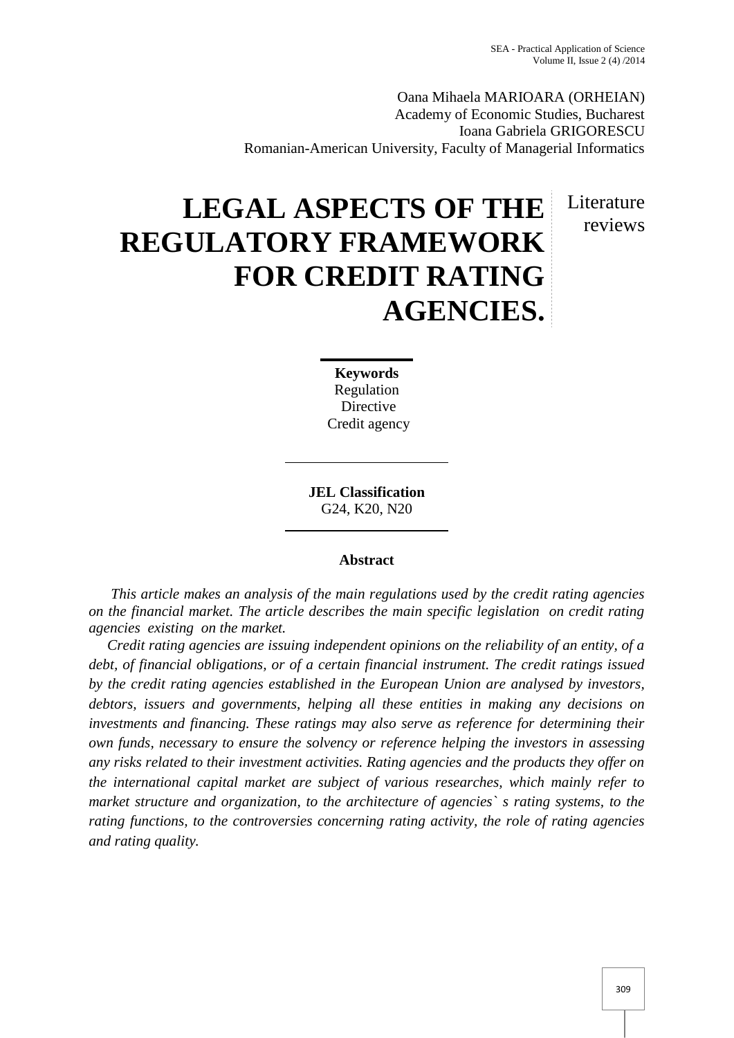Oana Mihaela MARIOARA (ORHEIAN)
Academy of Economic Studies, Bucharest
Ioana Gabriela GRIGORESCU
Romanian-American University, Faculty of Managerial Informatics

# LEGAL ASPECTS OF THE REGULATORY FRAMEWORK FOR CREDIT RATING AGENCIES.

Literature reviews

**Keywords**
Regulation
Directive
Credit agency

**JEL Classification**
G24, K20, N20

## Abstract

*This article makes an analysis of the main regulations used by the credit rating agencies on the financial market. The article describes the main specific legislation on credit rating agencies existing on the market.*

*Credit rating agencies are issuing independent opinions on the reliability of an entity, of a debt, of financial obligations, or of a certain financial instrument. The credit ratings issued by the credit rating agencies established in the European Union are analysed by investors, debtors, issuers and governments, helping all these entities in making any decisions on investments and financing. These ratings may also serve as reference for determining their own funds, necessary to ensure the solvency or reference helping the investors in assessing any risks related to their investment activities. Rating agencies and the products they offer on the international capital market are subject of various researches, which mainly refer to market structure and organization, to the architecture of agencies` s rating systems, to the rating functions, to the controversies concerning rating activity, the role of rating agencies and rating quality.*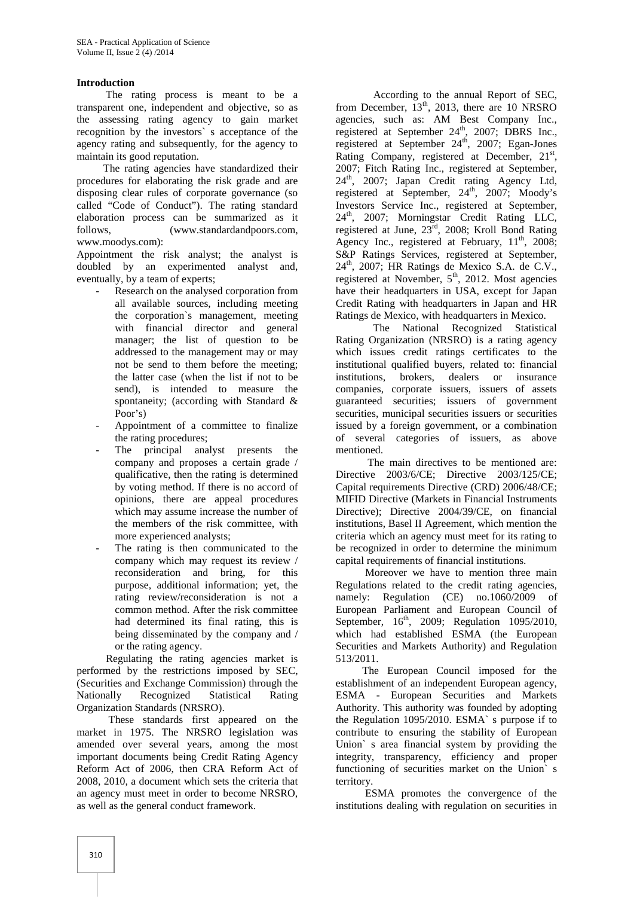## Introduction

The rating process is meant to be a transparent one, independent and objective, so as the assessing rating agency to gain market recognition by the investors` s acceptance of the agency rating and subsequently, for the agency to maintain its good reputation.

The rating agencies have standardized their procedures for elaborating the risk grade and are disposing clear rules of corporate governance (so called "Code of Conduct"). The rating standard elaboration process can be summarized as it follows, (www.standardandpoors.com, www.moodys.com):

Appointment the risk analyst; the analyst is doubled by an experimented analyst and, eventually, by a team of experts;

- Research on the analysed corporation from all available sources, including meeting the corporation`s management, meeting with financial director and general manager; the list of question to be addressed to the management may or may not be send to them before the meeting; the latter case (when the list if not to be send), is intended to measure the spontaneity; (according with Standard & Poor's)
- Appointment of a committee to finalize the rating procedures;
- The principal analyst presents the company and proposes a certain grade / qualificative, then the rating is determined by voting method. If there is no accord of opinions, there are appeal procedures which may assume increase the number of the members of the risk committee, with more experienced analysts;
- The rating is then communicated to the company which may request its review / reconsideration and bring, for this purpose, additional information; yet, the rating review/reconsideration is not a common method. After the risk committee had determined its final rating, this is being disseminated by the company and / or the rating agency.

Regulating the rating agencies market is performed by the restrictions imposed by SEC, (Securities and Exchange Commission) through the Nationally Recognized Statistical Rating Organization Standards (NRSRO).

These standards first appeared on the market in 1975. The NRSRO legislation was amended over several years, among the most important documents being Credit Rating Agency Reform Act of 2006, then CRA Reform Act of 2008, 2010, a document which sets the criteria that an agency must meet in order to become NRSRO, as well as the general conduct framework.

According to the annual Report of SEC, from December, 13th, 2013, there are 10 NRSRO agencies, such as: AM Best Company Inc., registered at September 24th, 2007; DBRS Inc., registered at September 24th, 2007; Egan-Jones Rating Company, registered at December, 21st, 2007; Fitch Rating Inc., registered at September, 24th, 2007; Japan Credit rating Agency Ltd, registered at September, 24th, 2007; Moody's Investors Service Inc., registered at September, 24th, 2007; Morningstar Credit Rating LLC, registered at June, 23rd, 2008; Kroll Bond Rating Agency Inc., registered at February, 11th, 2008; S&P Ratings Services, registered at September, 24th, 2007; HR Ratings de Mexico S.A. de C.V., registered at November, 5th, 2012. Most agencies have their headquarters in USA, except for Japan Credit Rating with headquarters in Japan and HR Ratings de Mexico, with headquarters in Mexico.

The National Recognized Statistical Rating Organization (NRSRO) is a rating agency which issues credit ratings certificates to the institutional qualified buyers, related to: financial institutions, brokers, dealers or insurance companies, corporate issuers, issuers of assets guaranteed securities; issuers of government securities, municipal securities issuers or securities issued by a foreign government, or a combination of several categories of issuers, as above mentioned.

The main directives to be mentioned are: Directive 2003/6/CE; Directive 2003/125/CE; Capital requirements Directive (CRD) 2006/48/CE; MIFID Directive (Markets in Financial Instruments Directive); Directive 2004/39/CE, on financial institutions, Basel II Agreement, which mention the criteria which an agency must meet for its rating to be recognized in order to determine the minimum capital requirements of financial institutions.

Moreover we have to mention three main Regulations related to the credit rating agencies, namely: Regulation (CE) no.1060/2009 of European Parliament and European Council of September, 16th, 2009; Regulation 1095/2010, which had established ESMA (the European Securities and Markets Authority) and Regulation 513/2011.

The European Council imposed for the establishment of an independent European agency, ESMA - European Securities and Markets Authority. This authority was founded by adopting the Regulation 1095/2010. ESMA` s purpose if to contribute to ensuring the stability of European Union` s area financial system by providing the integrity, transparency, efficiency and proper functioning of securities market on the Union` s territory.

ESMA promotes the convergence of the institutions dealing with regulation on securities in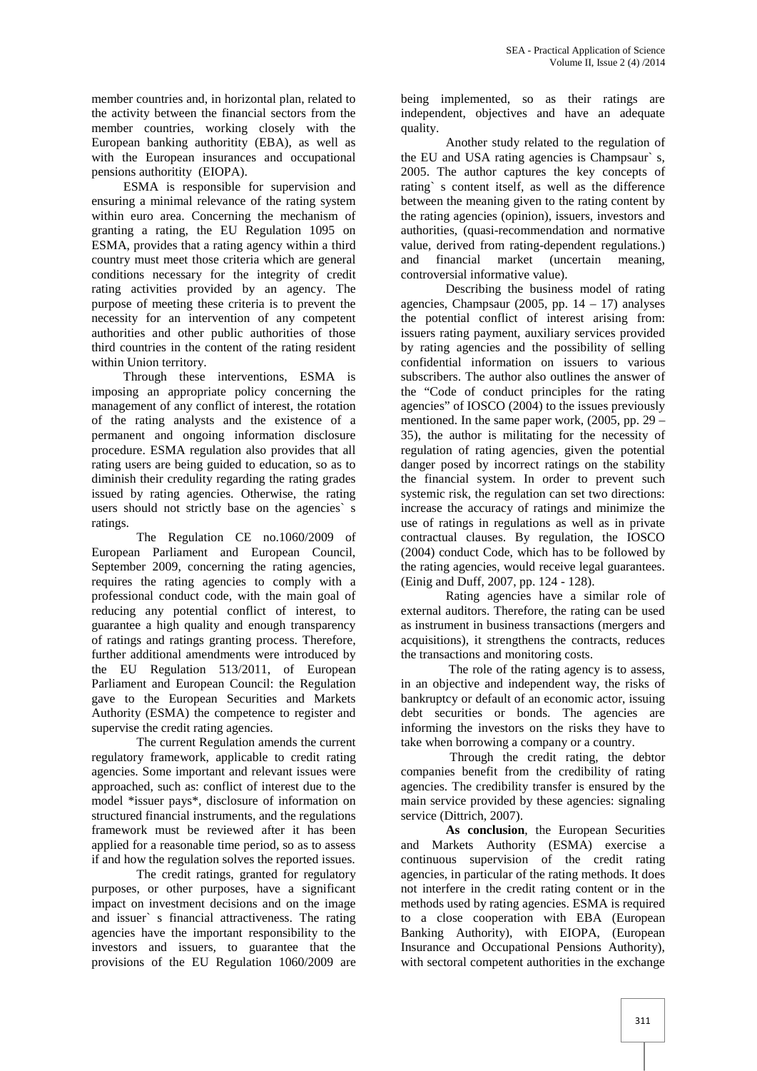member countries and, in horizontal plan, related to the activity between the financial sectors from the member countries, working closely with the European banking authoritity (EBA), as well as with the European insurances and occupational pensions authoritity (EIOPA).

ESMA is responsible for supervision and ensuring a minimal relevance of the rating system within euro area. Concerning the mechanism of granting a rating, the EU Regulation 1095 on ESMA, provides that a rating agency within a third country must meet those criteria which are general conditions necessary for the integrity of credit rating activities provided by an agency. The purpose of meeting these criteria is to prevent the necessity for an intervention of any competent authorities and other public authorities of those third countries in the content of the rating resident within Union territory.

Through these interventions, ESMA is imposing an appropriate policy concerning the management of any conflict of interest, the rotation of the rating analysts and the existence of a permanent and ongoing information disclosure procedure. ESMA regulation also provides that all rating users are being guided to education, so as to diminish their credulity regarding the rating grades issued by rating agencies. Otherwise, the rating users should not strictly base on the agencies` s ratings.

The Regulation CE no.1060/2009 of European Parliament and European Council, September 2009, concerning the rating agencies, requires the rating agencies to comply with a professional conduct code, with the main goal of reducing any potential conflict of interest, to guarantee a high quality and enough transparency of ratings and ratings granting process. Therefore, further additional amendments were introduced by the EU Regulation 513/2011, of European Parliament and European Council: the Regulation gave to the European Securities and Markets Authority (ESMA) the competence to register and supervise the credit rating agencies.

The current Regulation amends the current regulatory framework, applicable to credit rating agencies. Some important and relevant issues were approached, such as: conflict of interest due to the model *issuer pays*, disclosure of information on structured financial instruments, and the regulations framework must be reviewed after it has been applied for a reasonable time period, so as to assess if and how the regulation solves the reported issues.

The credit ratings, granted for regulatory purposes, or other purposes, have a significant impact on investment decisions and on the image and issuer` s financial attractiveness. The rating agencies have the important responsibility to the investors and issuers, to guarantee that the provisions of the EU Regulation 1060/2009 are being implemented, so as their ratings are independent, objectives and have an adequate quality.

Another study related to the regulation of the EU and USA rating agencies is Champsaur` s, 2005. The author captures the key concepts of rating` s content itself, as well as the difference between the meaning given to the rating content by the rating agencies (opinion), issuers, investors and authorities, (quasi-recommendation and normative value, derived from rating-dependent regulations.) and financial market (uncertain meaning, controversial informative value).

Describing the business model of rating agencies, Champsaur (2005, pp. 14 – 17) analyses the potential conflict of interest arising from: issuers rating payment, auxiliary services provided by rating agencies and the possibility of selling confidential information on issuers to various subscribers. The author also outlines the answer of the "Code of conduct principles for the rating agencies" of IOSCO (2004) to the issues previously mentioned. In the same paper work, (2005, pp. 29 – 35), the author is militating for the necessity of regulation of rating agencies, given the potential danger posed by incorrect ratings on the stability the financial system. In order to prevent such systemic risk, the regulation can set two directions: increase the accuracy of ratings and minimize the use of ratings in regulations as well as in private contractual clauses. By regulation, the IOSCO (2004) conduct Code, which has to be followed by the rating agencies, would receive legal guarantees. (Einig and Duff, 2007, pp. 124 - 128).

Rating agencies have a similar role of external auditors. Therefore, the rating can be used as instrument in business transactions (mergers and acquisitions), it strengthens the contracts, reduces the transactions and monitoring costs.

The role of the rating agency is to assess, in an objective and independent way, the risks of bankruptcy or default of an economic actor, issuing debt securities or bonds. The agencies are informing the investors on the risks they have to take when borrowing a company or a country.

Through the credit rating, the debtor companies benefit from the credibility of rating agencies. The credibility transfer is ensured by the main service provided by these agencies: signaling service (Dittrich, 2007).

**As conclusion**, the European Securities and Markets Authority (ESMA) exercise a continuous supervision of the credit rating agencies, in particular of the rating methods. It does not interfere in the credit rating content or in the methods used by rating agencies. ESMA is required to a close cooperation with EBA (European Banking Authority), with EIOPA, (European Insurance and Occupational Pensions Authority), with sectoral competent authorities in the exchange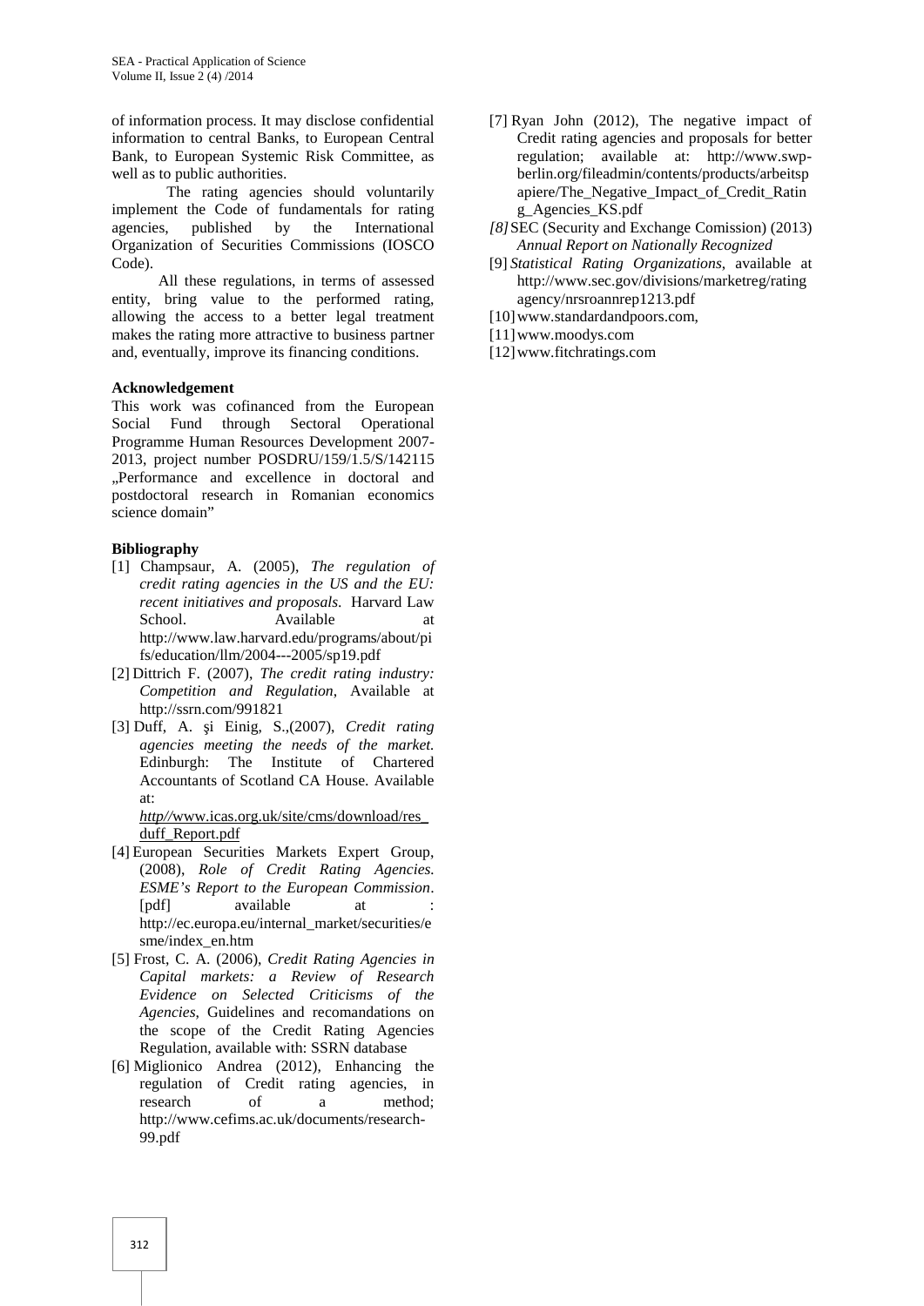of information process. It may disclose confidential information to central Banks, to European Central Bank, to European Systemic Risk Committee, as well as to public authorities.

The rating agencies should voluntarily implement the Code of fundamentals for rating agencies, published by the International Organization of Securities Commissions (IOSCO Code).

All these regulations, in terms of assessed entity, bring value to the performed rating, allowing the access to a better legal treatment makes the rating more attractive to business partner and, eventually, improve its financing conditions.

**Acknowledgement**

This work was cofinanced from the European Social Fund through Sectoral Operational Programme Human Resources Development 2007-2013, project number POSDRU/159/1.5/S/142115 „Performance and excellence in doctoral and postdoctoral research in Romanian economics science domain"

**Bibliography**

[1] Champsaur, A. (2005), *The regulation of credit rating agencies in the US and the EU: recent initiatives and proposals*. Harvard Law School. Available at http://www.law.harvard.edu/programs/about/pifs/education/llm/2004---2005/sp19.pdf

[2] Dittrich F. (2007), *The credit rating industry: Competition and Regulation*, Available at http://ssrn.com/991821

[3] Duff, A. şi Einig, S.,(2007), *Credit rating agencies meeting the needs of the market.* Edinburgh: The Institute of Chartered Accountants of Scotland CA House. Available at: *http//*www.icas.org.uk/site/cms/download/res_duff_Report.pdf

[4] European Securities Markets Expert Group, (2008), *Role of Credit Rating Agencies. ESME's Report to the European Commission*. [pdf] available at : http://ec.europa.eu/internal_market/securities/esme/index_en.htm

[5] Frost, C. A. (2006), *Credit Rating Agencies in Capital markets: a Review of Research Evidence on Selected Criticisms of the Agencies,* Guidelines and recomandations on the scope of the Credit Rating Agencies Regulation, available with: SSRN database

[6] Miglionico Andrea (2012), Enhancing the regulation of Credit rating agencies, in research of a method; http://www.cefims.ac.uk/documents/research-99.pdf

[7] Ryan John (2012), The negative impact of Credit rating agencies and proposals for better regulation; available at: http://www.swp-berlin.org/fileadmin/contents/products/arbeitspapiere/The_Negative_Impact_of_Credit_Rating_Agencies_KS.pdf

*[8]* SEC (Security and Exchange Comission) (2013) *Annual Report on Nationally Recognized*

[9] *Statistical Rating Organizations*, available at http://www.sec.gov/divisions/marketreg/ratingagency/nrsroannrep1213.pdf

[10] www.standardandpoors.com,

[11] www.moodys.com

[12] www.fitchratings.com